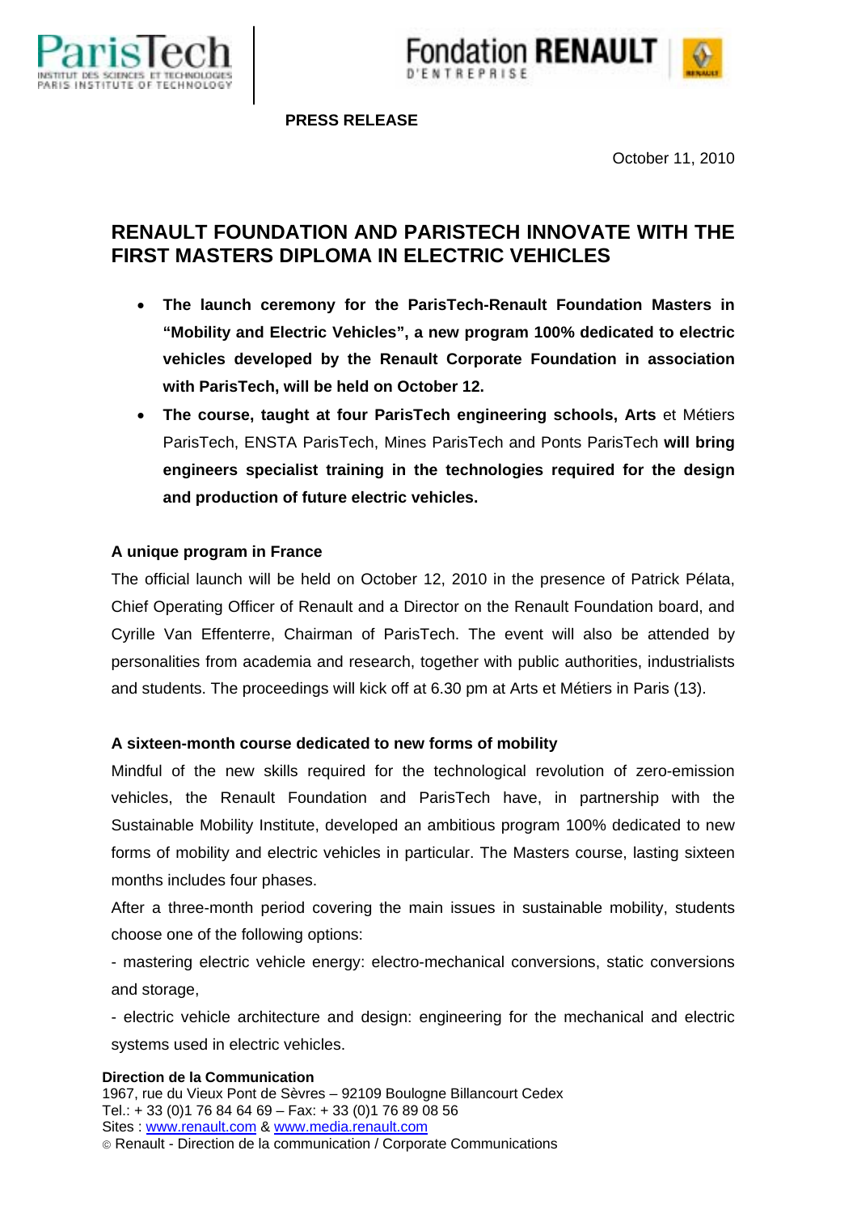**PRESS RELEASE**

October 11, 2010

# RENAULT FOUNDATION AND PARISTECH INNOVATE WITH THE FIRST MASTERS DIPLOMA IN ELECTRIC VEHICLES

- **The launch ceremony for the ParisTech-Renault Foundation Masters in "Mobility and Electric Vehicles", a new program 100% dedicated to electric vehicles developed by the Renault Corporate Foundation in association with ParisTech, will be held on October 12.**
- **The course, taught at four ParisTech engineering schools, Arts** et Métiers ParisTech, ENSTA ParisTech, Mines ParisTech and Ponts ParisTech **will bring engineers specialist training in the technologies required for the design and production of future electric vehicles.**

## A unique program in France

The official launch will be held on October 12, 2010 in the presence of Patrick Pélata, Chief Operating Officer of Renault and a Director on the Renault Foundation board, and Cyrille Van Effenterre, Chairman of ParisTech. The event will also be attended by personalities from academia and research, together with public authorities, industrialists and students. The proceedings will kick off at 6.30 pm at Arts et Métiers in Paris (13).

## A sixteen-month course dedicated to new forms of mobility

Mindful of the new skills required for the technological revolution of zero-emission vehicles, the Renault Foundation and ParisTech have, in partnership with the Sustainable Mobility Institute, developed an ambitious program 100% dedicated to new forms of mobility and electric vehicles in particular. The Masters course, lasting sixteen months includes four phases.

After a three-month period covering the main issues in sustainable mobility, students choose one of the following options:

- mastering electric vehicle energy: electro-mechanical conversions, static conversions and storage,

- electric vehicle architecture and design: engineering for the mechanical and electric systems used in electric vehicles.

**Direction de la Communication**
1967, rue du Vieux Pont de Sèvres – 92109 Boulogne Billancourt Cedex
Tel.: + 33 (0)1 76 84 64 69 – Fax: + 33 (0)1 76 89 08 56
Sites : www.renault.com & www.media.renault.com
© Renault - Direction de la communication / Corporate Communications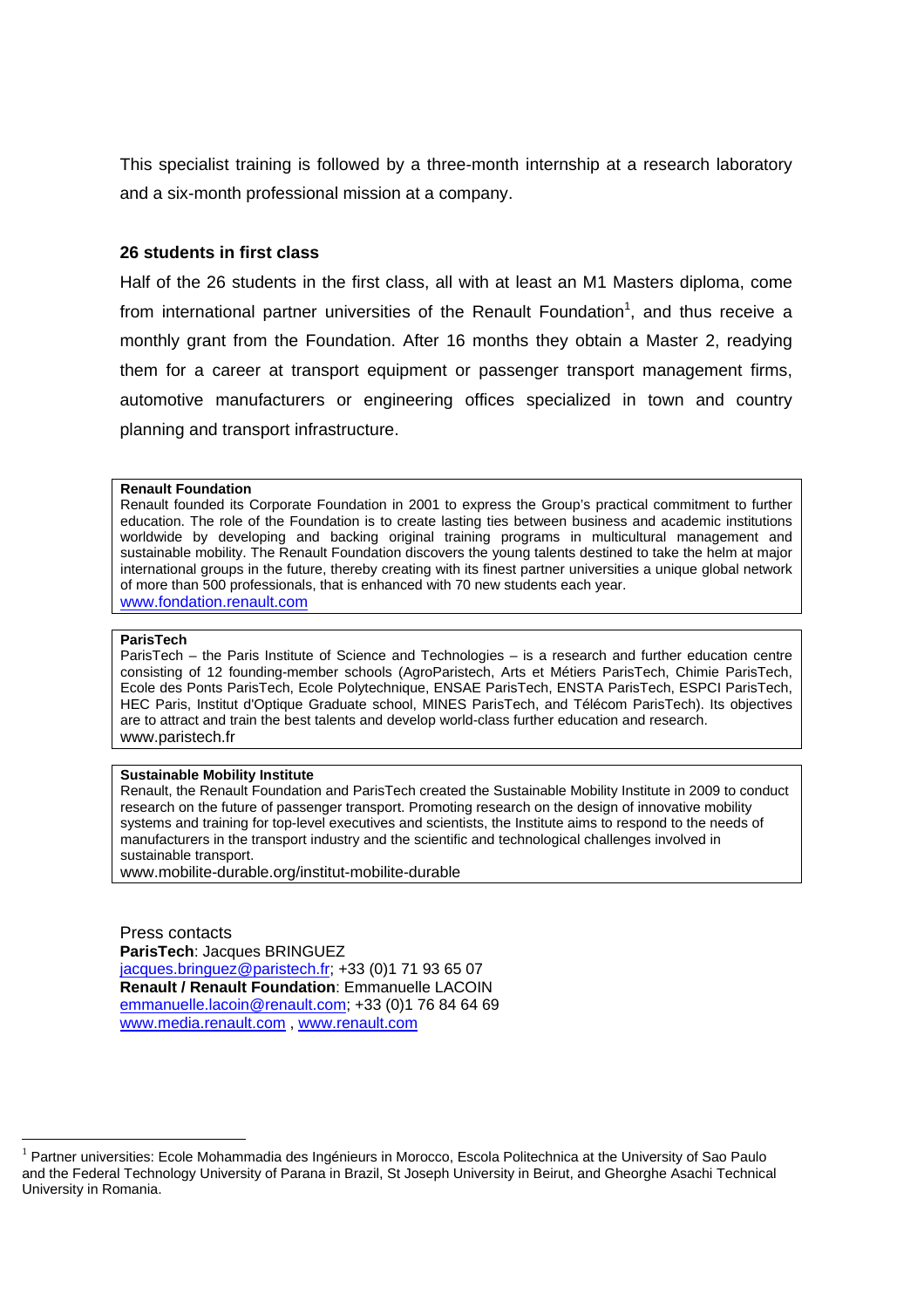This specialist training is followed by a three-month internship at a research laboratory and a six-month professional mission at a company.

**26 students in first class**

Half of the 26 students in the first class, all with at least an M1 Masters diploma, come from international partner universities of the Renault Foundation[1], and thus receive a monthly grant from the Foundation. After 16 months they obtain a Master 2, readying them for a career at transport equipment or passenger transport management firms, automotive manufacturers or engineering offices specialized in town and country planning and transport infrastructure.

**Renault Foundation**
Renault founded its Corporate Foundation in 2001 to express the Group's practical commitment to further education. The role of the Foundation is to create lasting ties between business and academic institutions worldwide by developing and backing original training programs in multicultural management and sustainable mobility. The Renault Foundation discovers the young talents destined to take the helm at major international groups in the future, thereby creating with its finest partner universities a unique global network of more than 500 professionals, that is enhanced with 70 new students each year.
www.fondation.renault.com

**ParisTech**
ParisTech – the Paris Institute of Science and Technologies – is a research and further education centre consisting of 12 founding-member schools (AgroParistech, Arts et Métiers ParisTech, Chimie ParisTech, Ecole des Ponts ParisTech, Ecole Polytechnique, ENSAE ParisTech, ENSTA ParisTech, ESPCI ParisTech, HEC Paris, Institut d'Optique Graduate school, MINES ParisTech, and Télécom ParisTech). Its objectives are to attract and train the best talents and develop world-class further education and research.
www.paristech.fr

**Sustainable Mobility Institute**
Renault, the Renault Foundation and ParisTech created the Sustainable Mobility Institute in 2009 to conduct research on the future of passenger transport. Promoting research on the design of innovative mobility systems and training for top-level executives and scientists, the Institute aims to respond to the needs of manufacturers in the transport industry and the scientific and technological challenges involved in sustainable transport.
www.mobilite-durable.org/institut-mobilite-durable

Press contacts
**ParisTech**: Jacques BRINGUEZ
jacques.bringuez@paristech.fr; +33 (0)1 71 93 65 07
**Renault / Renault Foundation**: Emmanuelle LACOIN
emmanuelle.lacoin@renault.com; +33 (0)1 76 84 64 69
www.media.renault.com , www.renault.com

[1] Partner universities: Ecole Mohammadia des Ingénieurs in Morocco, Escola Politechnica at the University of Sao Paulo and the Federal Technology University of Parana in Brazil, St Joseph University in Beirut, and Gheorghe Asachi Technical University in Romania.